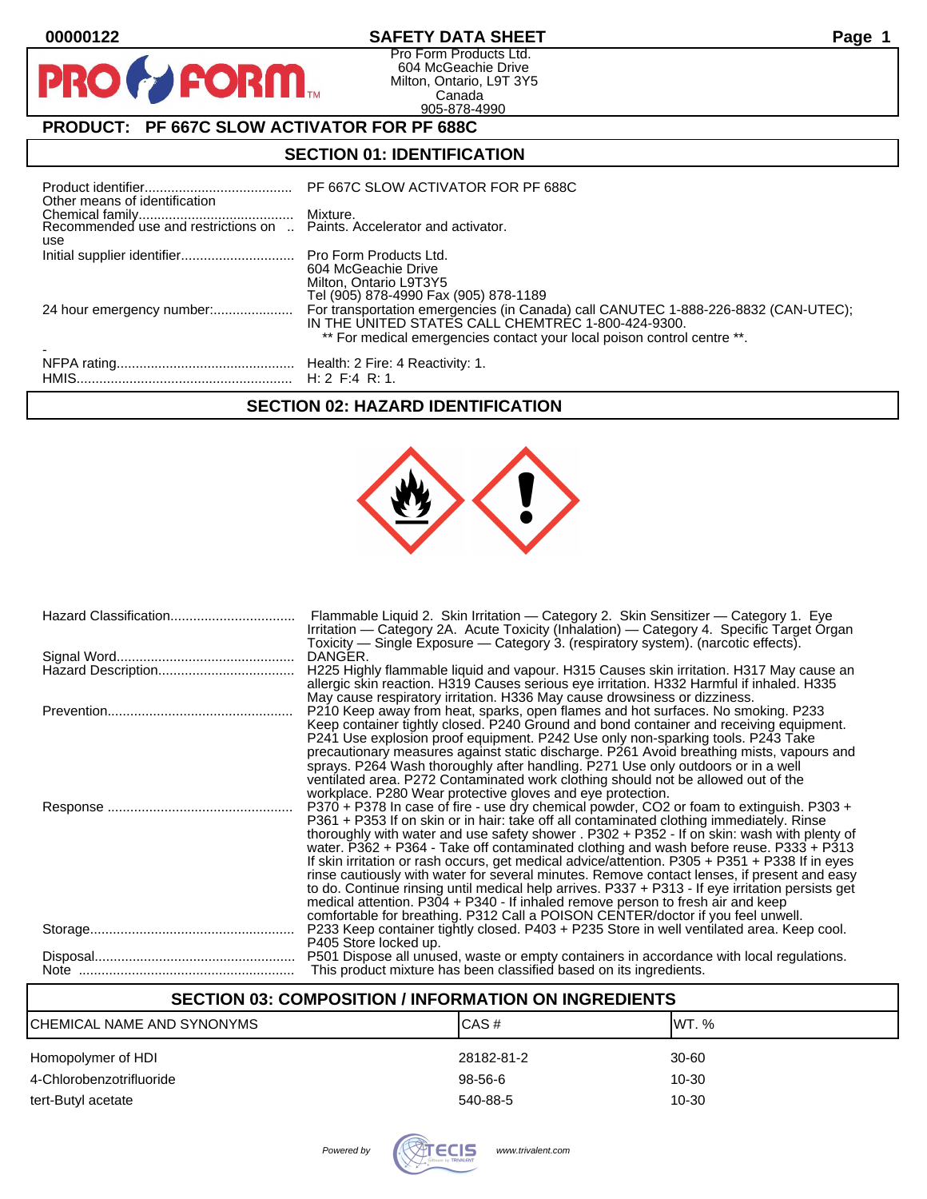00000122

# SAFETY DATA SHEET

Pro Form Products Ltd.
604 McGeachie Drive
Milton, Ontario, L9T 3Y5
Canada
905-878-4990

## PRODUCT: PF 667C SLOW ACTIVATOR FOR PF 688C

## SECTION 01: IDENTIFICATION

| | |
|---|---|
| Product identifier | PF 667C SLOW ACTIVATOR FOR PF 688C |
| Other means of identification | |
| Chemical family | Mixture. |
| Recommended use and restrictions on use | Paints. Accelerator and activator. |
| Initial supplier identifier | Pro Form Products Ltd.<br>604 McGeachie Drive<br>Milton, Ontario L9T3Y5<br>Tel (905) 878-4990 Fax (905) 878-1189 |
| 24 hour emergency number: | For transportation emergencies (in Canada) call CANUTEC 1-888-226-8832 (CAN-UTEC); IN THE UNITED STATES CALL CHEMTREC 1-800-424-9300.<br>** For medical emergencies contact your local poison control centre **. |
| - | |
| NFPA rating | Health: 2 Fire: 4 Reactivity: 1. |
| HMIS | H: 2 F:4 R: 1. |

## SECTION 02: HAZARD IDENTIFICATION

| | |
|---|---|
| Hazard Classification | Flammable Liquid 2. Skin Irritation — Category 2. Skin Sensitizer — Category 1. Eye Irritation — Category 2A. Acute Toxicity (Inhalation) — Category 4. Specific Target Organ Toxicity — Single Exposure — Category 3. (respiratory system). (narcotic effects). |
| Signal Word | DANGER. |
| Hazard Description | H225 Highly flammable liquid and vapour. H315 Causes skin irritation. H317 May cause an allergic skin reaction. H319 Causes serious eye irritation. H332 Harmful if inhaled. H335 May cause respiratory irritation. H336 May cause drowsiness or dizziness. |
| Prevention | P210 Keep away from heat, sparks, open flames and hot surfaces. No smoking. P233 Keep container tightly closed. P240 Ground and bond container and receiving equipment. P241 Use explosion proof equipment. P242 Use only non-sparking tools. P243 Take precautionary measures against static discharge. P261 Avoid breathing mists, vapours and sprays. P264 Wash thoroughly after handling. P271 Use only outdoors or in a well ventilated area. P272 Contaminated work clothing should not be allowed out of the workplace. P280 Wear protective gloves and eye protection. |
| Response | P370 + P378 In case of fire - use dry chemical powder, CO2 or foam to extinguish. P303 + P361 + P353 If on skin or in hair: take off all contaminated clothing immediately. Rinse thoroughly with water and use safety shower . P302 + P352 - If on skin: wash with plenty of water. P362 + P364 - Take off contaminated clothing and wash before reuse. P333 + P313 If skin irritation or rash occurs, get medical advice/attention. P305 + P351 + P338 If in eyes rinse cautiously with water for several minutes. Remove contact lenses, if present and easy to do. Continue rinsing until medical help arrives. P337 + P313 - If eye irritation persists get medical attention. P304 + P340 - If inhaled remove person to fresh air and keep comfortable for breathing. P312 Call a POISON CENTER/doctor if you feel unwell. |
| Storage | P233 Keep container tightly closed. P403 + P235 Store in well ventilated area. Keep cool. P405 Store locked up. |
| Disposal | P501 Dispose all unused, waste or empty containers in accordance with local regulations. |
| Note | This product mixture has been classified based on its ingredients. |

## SECTION 03: COMPOSITION / INFORMATION ON INGREDIENTS

| CHEMICAL NAME AND SYNONYMS | CAS # | WT. % |
|---|---|---|
| Homopolymer of HDI | 28182-81-2 | 30-60 |
| 4-Chlorobenzotrifluoride | 98-56-6 | 10-30 |
| tert-Butyl acetate | 540-88-5 | 10-30 |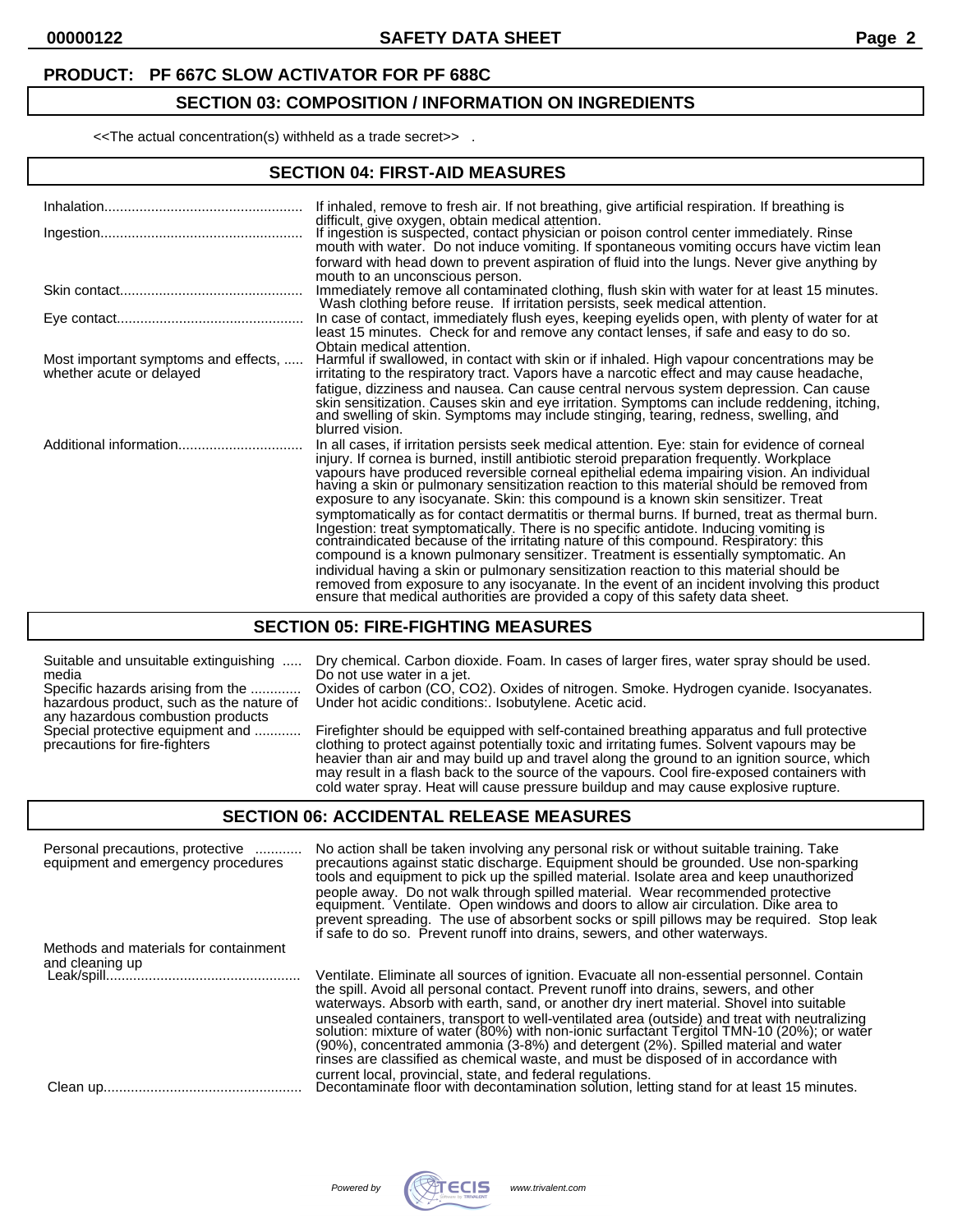**PRODUCT: PF 667C SLOW ACTIVATOR FOR PF 688C**

## SECTION 03: COMPOSITION / INFORMATION ON INGREDIENTS

<<The actual concentration(s) withheld as a trade secret>> .

## SECTION 04: FIRST-AID MEASURES

| | |
|---|---|
| Inhalation | If inhaled, remove to fresh air. If not breathing, give artificial respiration. If breathing is difficult, give oxygen, obtain medical attention. |
| Ingestion | If ingestion is suspected, contact physician or poison control center immediately. Rinse mouth with water. Do not induce vomiting. If spontaneous vomiting occurs have victim lean forward with head down to prevent aspiration of fluid into the lungs. Never give anything by mouth to an unconscious person. |
| Skin contact | Immediately remove all contaminated clothing, flush skin with water for at least 15 minutes. Wash clothing before reuse. If irritation persists, seek medical attention. |
| Eye contact | In case of contact, immediately flush eyes, keeping eyelids open, with plenty of water for at least 15 minutes. Check for and remove any contact lenses, if safe and easy to do so. Obtain medical attention. |
| Most important symptoms and effects, whether acute or delayed | Harmful if swallowed, in contact with skin or if inhaled. High vapour concentrations may be irritating to the respiratory tract. Vapors have a narcotic effect and may cause headache, fatigue, dizziness and nausea. Can cause central nervous system depression. Can cause skin sensitization. Causes skin and eye irritation. Symptoms can include reddening, itching, and swelling of skin. Symptoms may include stinging, tearing, redness, swelling, and blurred vision. |
| Additional information | In all cases, if irritation persists seek medical attention. Eye: stain for evidence of corneal injury. If cornea is burned, instill antibiotic steroid preparation frequently. Workplace vapours have produced reversible corneal epithelial edema impairing vision. An individual having a skin or pulmonary sensitization reaction to this material should be removed from exposure to any isocyanate. Skin: this compound is a known skin sensitizer. Treat symptomatically as for contact dermatitis or thermal burns. If burned, treat as thermal burn. Ingestion: treat symptomatically. There is no specific antidote. Inducing vomiting is contraindicated because of the irritating nature of this compound. Respiratory: this compound is a known pulmonary sensitizer. Treatment is essentially symptomatic. An individual having a skin or pulmonary sensitization reaction to this material should be removed from exposure to any isocyanate. In the event of an incident involving this product ensure that medical authorities are provided a copy of this safety data sheet. |

## SECTION 05: FIRE-FIGHTING MEASURES

| | |
|---|---|
| Suitable and unsuitable extinguishing media | Dry chemical. Carbon dioxide. Foam. In cases of larger fires, water spray should be used. Do not use water in a jet. |
| Specific hazards arising from the hazardous product, such as the nature of any hazardous combustion products | Oxides of carbon (CO, CO2). Oxides of nitrogen. Smoke. Hydrogen cyanide. Isocyanates. Under hot acidic conditions:. Isobutylene. Acetic acid. |
| Special protective equipment and precautions for fire-fighters | Firefighter should be equipped with self-contained breathing apparatus and full protective clothing to protect against potentially toxic and irritating fumes. Solvent vapours may be heavier than air and may build up and travel along the ground to an ignition source, which may result in a flash back to the source of the vapours. Cool fire-exposed containers with cold water spray. Heat will cause pressure buildup and may cause explosive rupture. |

## SECTION 06: ACCIDENTAL RELEASE MEASURES

| | |
|---|---|
| Personal precautions, protective equipment and emergency procedures | No action shall be taken involving any personal risk or without suitable training. Take precautions against static discharge. Equipment should be grounded. Use non-sparking tools and equipment to pick up the spilled material. Isolate area and keep unauthorized people away. Do not walk through spilled material. Wear recommended protective equipment. Ventilate. Open windows and doors to allow air circulation. Dike area to prevent spreading. The use of absorbent socks or spill pillows may be required. Stop leak if safe to do so. Prevent runoff into drains, sewers, and other waterways. |
| Methods and materials for containment and cleaning up | |
| Leak/spill | Ventilate. Eliminate all sources of ignition. Evacuate all non-essential personnel. Contain the spill. Avoid all personal contact. Prevent runoff into drains, sewers, and other waterways. Absorb with earth, sand, or another dry inert material. Shovel into suitable unsealed containers, transport to well-ventilated area (outside) and treat with neutralizing solution: mixture of water (80%) with non-ionic surfactant Tergitol TMN-10 (20%); or water (90%), concentrated ammonia (3-8%) and detergent (2%). Spilled material and water rinses are classified as chemical waste, and must be disposed of in accordance with current local, provincial, state, and federal regulations. |
| Clean up | Decontaminate floor with decontamination solution, letting stand for at least 15 minutes. |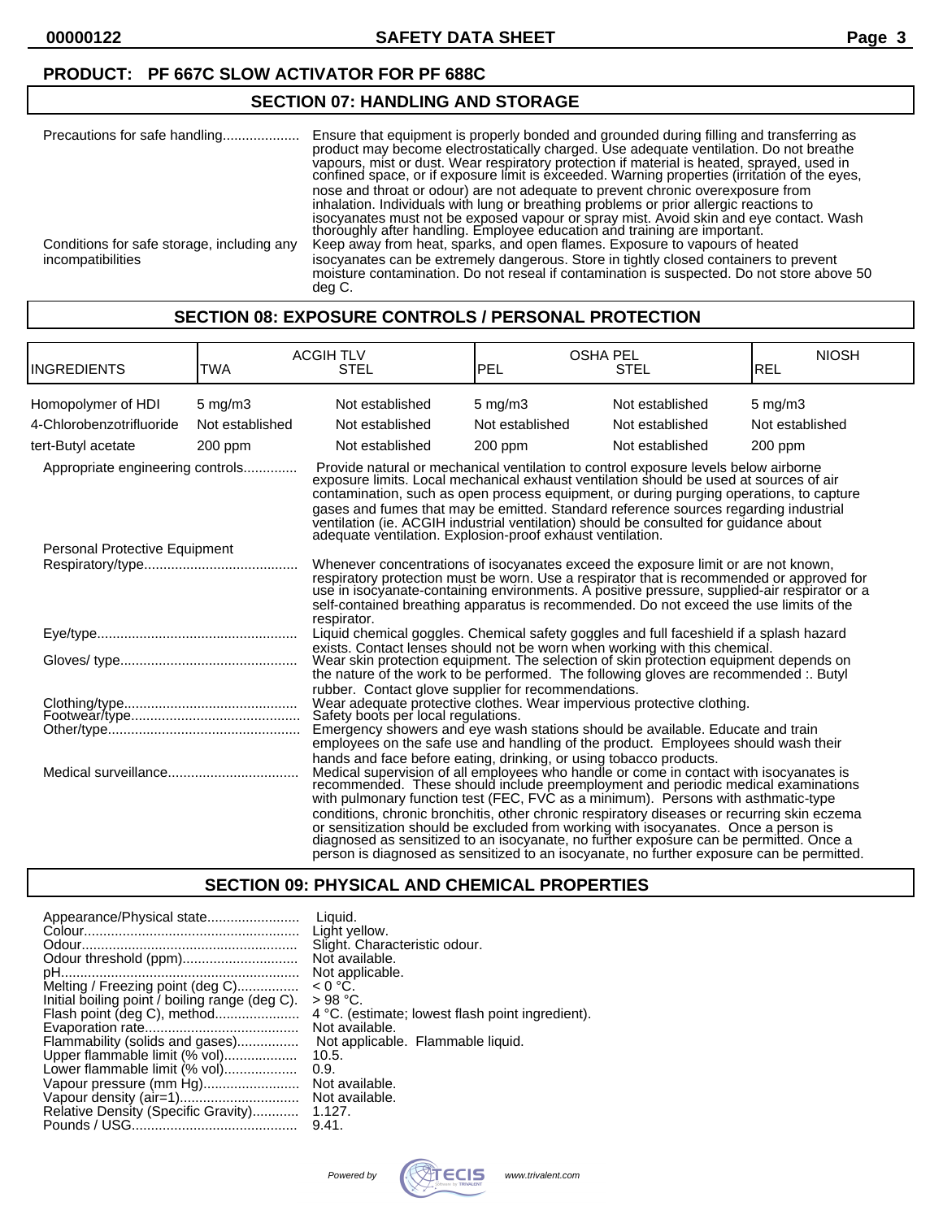**PRODUCT: PF 667C SLOW ACTIVATOR FOR PF 688C**

## SECTION 07: HANDLING AND STORAGE

Precautions for safe handling.................... Ensure that equipment is properly bonded and grounded during filling and transferring as product may become electrostatically charged. Use adequate ventilation. Do not breathe vapours, mist or dust. Wear respiratory protection if material is heated, sprayed, used in confined space, or if exposure limit is exceeded. Warning properties (irritation of the eyes, nose and throat or odour) are not adequate to prevent chronic overexposure from inhalation. Individuals with lung or breathing problems or prior allergic reactions to isocyanates must not be exposed vapour or spray mist. Avoid skin and eye contact. Wash thoroughly after handling. Employee education and training are important.

Conditions for safe storage, including any incompatibilities: Keep away from heat, sparks, and open flames. Exposure to vapours of heated isocyanates can be extremely dangerous. Store in tightly closed containers to prevent moisture contamination. Do not reseal if contamination is suspected. Do not store above 50 deg C.

## SECTION 08: EXPOSURE CONTROLS / PERSONAL PROTECTION

| INGREDIENTS | ACGIH TLV TWA | ACGIH TLV STEL | OSHA PEL PEL | OSHA PEL STEL | NIOSH REL |
|---|---|---|---|---|---|
| Homopolymer of HDI | 5 mg/m3 | Not established | 5 mg/m3 | Not established | 5 mg/m3 |
| 4-Chlorobenzotrifluoride | Not established | Not established | Not established | Not established | Not established |
| tert-Butyl acetate | 200 ppm | Not established | 200 ppm | Not established | 200 ppm |

Appropriate engineering controls............. Provide natural or mechanical ventilation to control exposure levels below airborne exposure limits. Local mechanical exhaust ventilation should be used at sources of air contamination, such as open process equipment, or during purging operations, to capture gases and fumes that may be emitted. Standard reference sources regarding industrial ventilation (ie. ACGIH industrial ventilation) should be consulted for guidance about adequate ventilation. Explosion-proof exhaust ventilation.

Personal Protective Equipment

Respiratory/type........................................ Whenever concentrations of isocyanates exceed the exposure limit or are not known, respiratory protection must be worn. Use a respirator that is recommended or approved for use in isocyanate-containing environments. A positive pressure, supplied-air respirator or a self-contained breathing apparatus is recommended. Do not exceed the use limits of the respirator.

Eye/type.................................................... Liquid chemical goggles. Chemical safety goggles and full faceshield if a splash hazard exists. Contact lenses should not be worn when working with this chemical.

Gloves/ type.............................................. Wear skin protection equipment. The selection of skin protection equipment depends on the nature of the work to be performed. The following gloves are recommended :. Butyl rubber. Contact glove supplier for recommendations.

Clothing/type............................................. Wear adequate protective clothes. Wear impervious protective clothing.

Footwear/type............................................ Safety boots per local regulations.

Other/type.................................................. Emergency showers and eye wash stations should be available. Educate and train employees on the safe use and handling of the product. Employees should wash their hands and face before eating, drinking, or using tobacco products.

Medical surveillance.................................. Medical supervision of all employees who handle or come in contact with isocyanates is recommended. These should include preemployment and periodic medical examinations with pulmonary function test (FEC, FVC as a minimum). Persons with asthmatic-type conditions, chronic bronchitis, other chronic respiratory diseases or recurring skin eczema or sensitization should be excluded from working with isocyanates. Once a person is diagnosed as sensitized to an isocyanate, no further exposure can be permitted. Once a person is diagnosed as sensitized to an isocyanate, no further exposure can be permitted.

## SECTION 09: PHYSICAL AND CHEMICAL PROPERTIES

Appearance/Physical state........................ Liquid.
Colour........................................................ Light yellow.
Odour........................................................ Slight. Characteristic odour.
Odour threshold (ppm).............................. Not available.
pH.............................................................. Not applicable.
Melting / Freezing point (deg C)................ < 0 °C.
Initial boiling point / boiling range (deg C). > 98 °C.
Flash point (deg C), method...................... 4 °C. (estimate; lowest flash point ingredient).
Evaporation rate........................................ Not available.
Flammability (solids and gases)................ Not applicable. Flammable liquid.
Upper flammable limit (% vol)................... 10.5.
Lower flammable limit (% vol)................... 0.9.
Vapour pressure (mm Hg)......................... Not available.
Vapour density (air=1)............................... Not available.
Relative Density (Specific Gravity)............ 1.127.
Pounds / USG........................................... 9.41.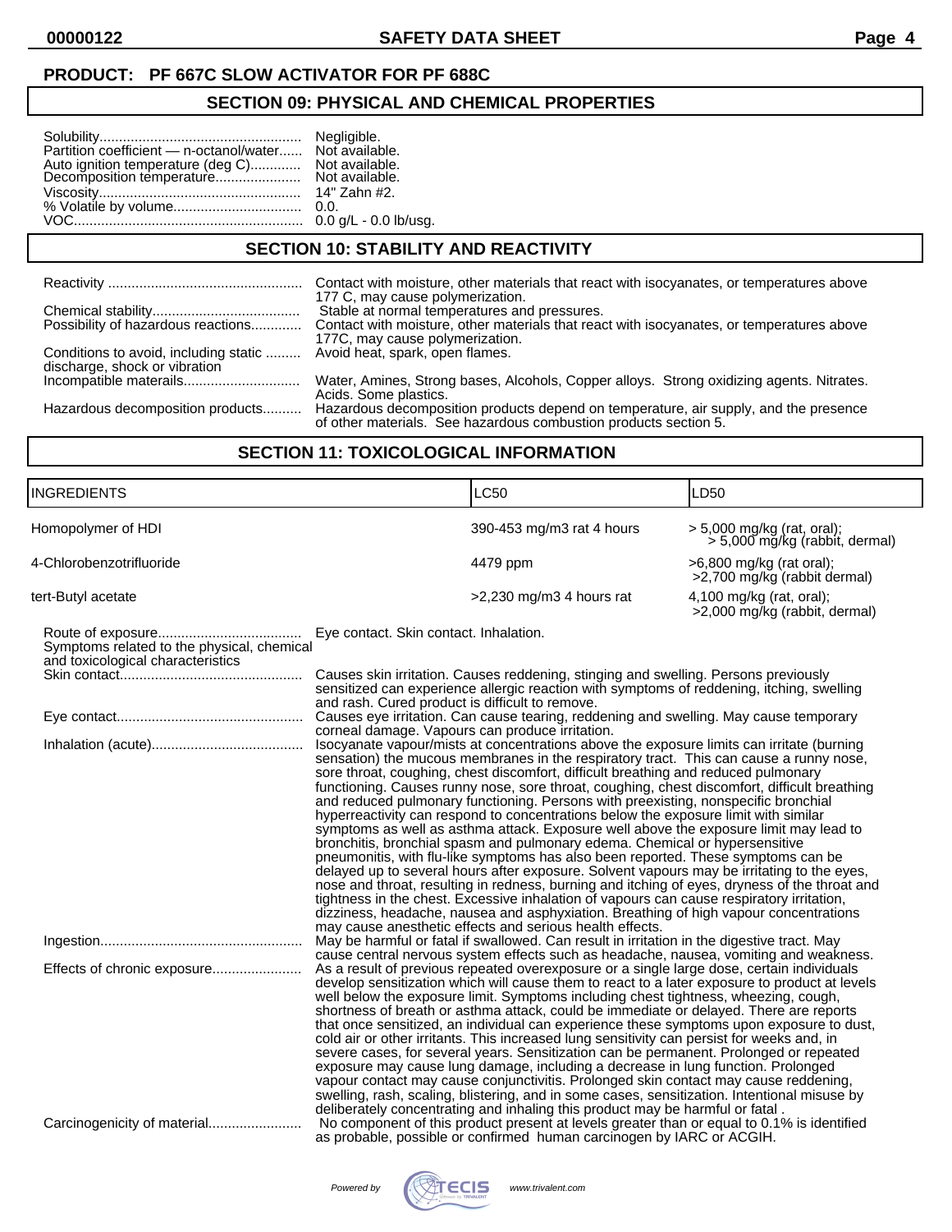**PRODUCT: PF 667C SLOW ACTIVATOR FOR PF 688C**

## SECTION 09: PHYSICAL AND CHEMICAL PROPERTIES

| | |
|---|---|
| Solubility | Negligible. |
| Partition coefficient — n-octanol/water | Not available. |
| Auto ignition temperature (deg C) | Not available. |
| Decomposition temperature | Not available. |
| Viscosity | 14" Zahn #2. |
| % Volatile by volume | 0.0. |
| VOC | 0.0 g/L - 0.0 lb/usg. |

## SECTION 10: STABILITY AND REACTIVITY

| | |
|---|---|
| Reactivity | Contact with moisture, other materials that react with isocyanates, or temperatures above 177 C, may cause polymerization. |
| Chemical stability | Stable at normal temperatures and pressures. |
| Possibility of hazardous reactions | Contact with moisture, other materials that react with isocyanates, or temperatures above 177C, may cause polymerization. |
| Conditions to avoid, including static discharge, shock or vibration | Avoid heat, spark, open flames. |
| Incompatible materails | Water, Amines, Strong bases, Alcohols, Copper alloys. Strong oxidizing agents. Nitrates. Acids. Some plastics. |
| Hazardous decomposition products | Hazardous decomposition products depend on temperature, air supply, and the presence of other materials. See hazardous combustion products section 5. |

## SECTION 11: TOXICOLOGICAL INFORMATION

| INGREDIENTS | LC50 | LD50 |
|---|---|---|
| Homopolymer of HDI | 390-453 mg/m3 rat 4 hours | > 5,000 mg/kg (rat, oral); > 5,000 mg/kg (rabbit, dermal) |
| 4-Chlorobenzotrifluoride | 4479 ppm | >6,800 mg/kg (rat oral); >2,700 mg/kg (rabbit dermal) |
| tert-Butyl acetate | >2,230 mg/m3 4 hours rat | 4,100 mg/kg (rat, oral); >2,000 mg/kg (rabbit, dermal) |

| | |
|---|---|
| Route of exposure | Eye contact. Skin contact. Inhalation. |
| Symptoms related to the physical, chemical and toxicological characteristics | |
| Skin contact | Causes skin irritation. Causes reddening, stinging and swelling. Persons previously sensitized can experience allergic reaction with symptoms of reddening, itching, swelling and rash. Cured product is difficult to remove. |
| Eye contact | Causes eye irritation. Can cause tearing, reddening and swelling. May cause temporary corneal damage. Vapours can produce irritation. |
| Inhalation (acute) | Isocyanate vapour/mists at concentrations above the exposure limits can irritate (burning sensation) the mucous membranes in the respiratory tract. This can cause a runny nose, sore throat, coughing, chest discomfort, difficult breathing and reduced pulmonary functioning. Causes runny nose, sore throat, coughing, chest discomfort, difficult breathing and reduced pulmonary functioning. Persons with preexisting, nonspecific bronchial hyperreactivity can respond to concentrations below the exposure limit with similar symptoms as well as asthma attack. Exposure well above the exposure limit may lead to bronchitis, bronchial spasm and pulmonary edema. Chemical or hypersensitive pneumonitis, with flu-like symptoms has also been reported. These symptoms can be delayed up to several hours after exposure. Solvent vapours may be irritating to the eyes, nose and throat, resulting in redness, burning and itching of eyes, dryness of the throat and tightness in the chest. Excessive inhalation of vapours can cause respiratory irritation, dizziness, headache, nausea and asphyxiation. Breathing of high vapour concentrations may cause anesthetic effects and serious health effects. |
| Ingestion | May be harmful or fatal if swallowed. Can result in irritation in the digestive tract. May cause central nervous system effects such as headache, nausea, vomiting and weakness. |
| Effects of chronic exposure | As a result of previous repeated overexposure or a single large dose, certain individuals develop sensitization which will cause them to react to a later exposure to product at levels well below the exposure limit. Symptoms including chest tightness, wheezing, cough, shortness of breath or asthma attack, could be immediate or delayed. There are reports that once sensitized, an individual can experience these symptoms upon exposure to dust, cold air or other irritants. This increased lung sensitivity can persist for weeks and, in severe cases, for several years. Sensitization can be permanent. Prolonged or repeated exposure may cause lung damage, including a decrease in lung function. Prolonged vapour contact may cause conjunctivitis. Prolonged skin contact may cause reddening, swelling, rash, scaling, blistering, and in some cases, sensitization. Intentional misuse by deliberately concentrating and inhaling this product may be harmful or fatal . |
| Carcinogenicity of material | No component of this product present at levels greater than or equal to 0.1% is identified as probable, possible or confirmed human carcinogen by IARC or ACGIH. |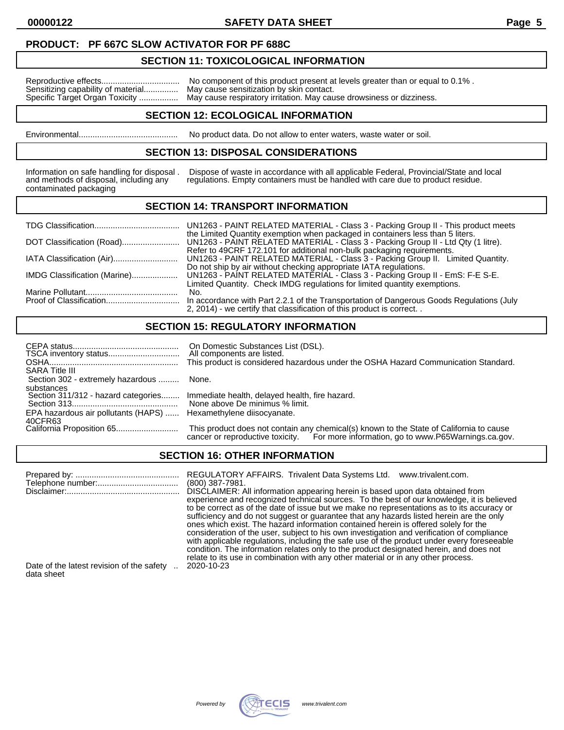**PRODUCT: PF 667C SLOW ACTIVATOR FOR PF 688C**

## SECTION 11: TOXICOLOGICAL INFORMATION

| | |
|---|---|
| Reproductive effects | No component of this product present at levels greater than or equal to 0.1% . |
| Sensitizing capability of material | May cause sensitization by skin contact. |
| Specific Target Organ Toxicity | May cause respiratory irritation. May cause drowsiness or dizziness. |

## SECTION 12: ECOLOGICAL INFORMATION

| | |
|---|---|
| Environmental | No product data. Do not allow to enter waters, waste water or soil. |

## SECTION 13: DISPOSAL CONSIDERATIONS

| | |
|---|---|
| Information on safe handling for disposal and methods of disposal, including any contaminated packaging | Dispose of waste in accordance with all applicable Federal, Provincial/State and local regulations. Empty containers must be handled with care due to product residue. |

## SECTION 14: TRANSPORT INFORMATION

| | |
|---|---|
| TDG Classification | UN1263 - PAINT RELATED MATERIAL - Class 3 - Packing Group II - This product meets the Limited Quantity exemption when packaged in containers less than 5 liters. |
| DOT Classification (Road) | UN1263 - PAINT RELATED MATERIAL - Class 3 - Packing Group II - Ltd Qty (1 litre). Refer to 49CRF 172.101 for additional non-bulk packaging requirements. |
| IATA Classification (Air) | UN1263 - PAINT RELATED MATERIAL - Class 3 - Packing Group II. Limited Quantity. Do not ship by air without checking appropriate IATA regulations. |
| IMDG Classification (Marine) | UN1263 - PAINT RELATED MATERIAL - Class 3 - Packing Group II - EmS: F-E S-E. Limited Quantity. Check IMDG regulations for limited quantity exemptions. |
| Marine Pollutant | No. |
| Proof of Classification | In accordance with Part 2.2.1 of the Transportation of Dangerous Goods Regulations (July 2, 2014) - we certify that classification of this product is correct. . |

## SECTION 15: REGULATORY INFORMATION

| | |
|---|---|
| CEPA status | On Domestic Substances List (DSL). |
| TSCA inventory status | All components are listed. |
| OSHA | This product is considered hazardous under the OSHA Hazard Communication Standard. |
| SARA Title III | |
| Section 302 - extremely hazardous substances | None. |
| Section 311/312 - hazard categories | Immediate health, delayed health, fire hazard. |
| Section 313 | None above De minimus % limit. |
| EPA hazardous air pollutants (HAPS) 40CFR63 | Hexamethylene diisocyanate. |
| California Proposition 65 | This product does not contain any chemical(s) known to the State of California to cause cancer or reproductive toxicity. For more information, go to www.P65Warnings.ca.gov. |

## SECTION 16: OTHER INFORMATION

| | |
|---|---|
| Prepared by: | REGULATORY AFFAIRS. Trivalent Data Systems Ltd. www.trivalent.com. |
| Telephone number: | (800) 387-7981. |
| Disclaimer: | DISCLAIMER: All information appearing herein is based upon data obtained from experience and recognized technical sources. To the best of our knowledge, it is believed to be correct as of the date of issue but we make no representations as to its accuracy or sufficiency and do not suggest or guarantee that any hazards listed herein are the only ones which exist. The hazard information contained herein is offered solely for the consideration of the user, subject to his own investigation and verification of compliance with applicable regulations, including the safe use of the product under every foreseeable condition. The information relates only to the product designated herein, and does not relate to its use in combination with any other material or in any other process. |
| Date of the latest revision of the safety data sheet | 2020-10-23 |